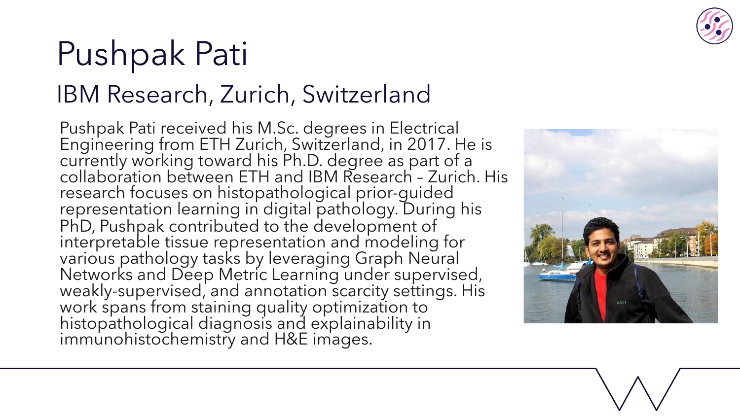# Pushpak Pati

## IBM Research, Zurich, Switzerland

Pushpak Pati received his M.Sc. degrees in Electrical Engineering from ETH Zurich, Switzerland, in 2017. He is currently working toward his Ph.D. degree as part of a collaboration between ETH and IBM Research – Zurich. His research focuses on histopathological prior-guided representation learning in digital pathology. During his PhD, Pushpak contributed to the development of interpretable tissue representation and modeling for various pathology tasks by leveraging Graph Neural Networks and Deep Metric Learning under supervised, weakly-supervised, and annotation scarcity settings. His work spans from staining quality optimization to histopathological diagnosis and explainability in immunohistochemistry and H&E images.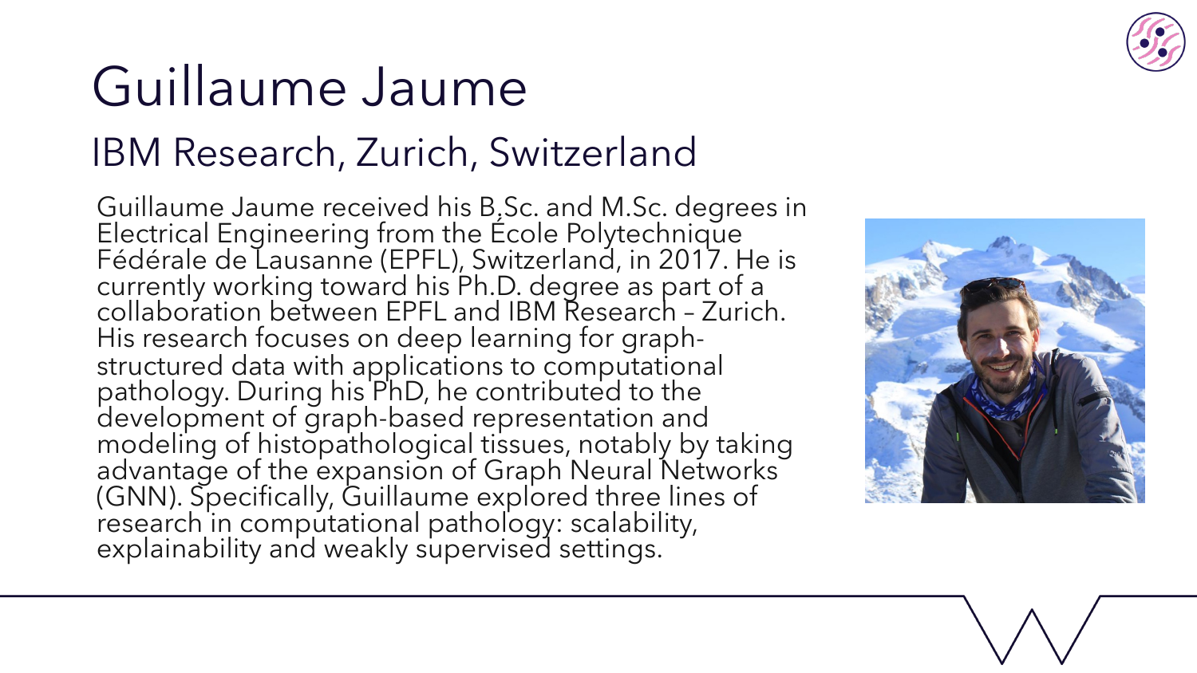# Guillaume Jaume

## IBM Research, Zurich, Switzerland

Guillaume Jaume received his B.Sc. and M.Sc. degrees in Electrical Engineering from the École Polytechnique Fédérale de Lausanne (EPFL), Switzerland, in 2017. He is currently working toward his Ph.D. degree as part of a collaboration between EPFL and IBM Research – Zurich. His research focuses on deep learning for graph-structured data with applications to computational pathology. During his PhD, he contributed to the development of graph-based representation and modeling of histopathological tissues, notably by taking advantage of the expansion of Graph Neural Networks (GNN). Specifically, Guillaume explored three lines of research in computational pathology: scalability, explainability and weakly supervised settings.